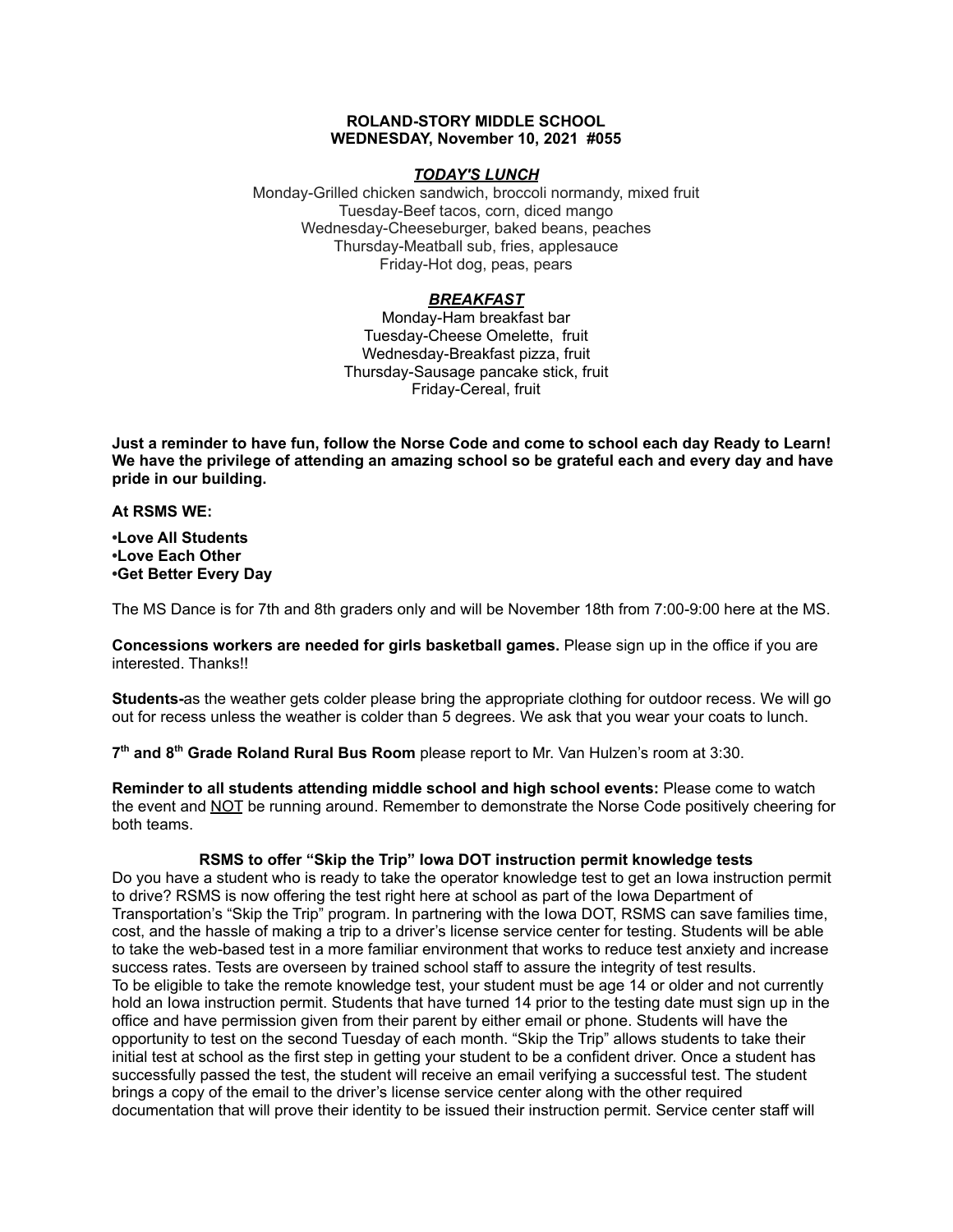# ROLAND-STORY MIDDLE SCHOOL
## WEDNESDAY, November 10, 2021 #055

### ***TODAY'S LUNCH***

Monday-Grilled chicken sandwich, broccoli normandy, mixed fruit
Tuesday-Beef tacos, corn, diced mango
Wednesday-Cheeseburger, baked beans, peaches
Thursday-Meatball sub, fries, applesauce
Friday-Hot dog, peas, pears

### ***BREAKFAST***

Monday-Ham breakfast bar
Tuesday-Cheese Omelette, fruit
Wednesday-Breakfast pizza, fruit
Thursday-Sausage pancake stick, fruit
Friday-Cereal, fruit

**Just a reminder to have fun, follow the Norse Code and come to school each day Ready to Learn! We have the privilege of attending an amazing school so be grateful each and every day and have pride in our building.**

**At RSMS WE:**

**•Love All Students**
**•Love Each Other**
**•Get Better Every Day**

The MS Dance is for 7th and 8th graders only and will be November 18th from 7:00-9:00 here at the MS.

**Concessions workers are needed for girls basketball games.** Please sign up in the office if you are interested. Thanks!!

**Students-**as the weather gets colder please bring the appropriate clothing for outdoor recess. We will go out for recess unless the weather is colder than 5 degrees. We ask that you wear your coats to lunch.

**7th and 8th Grade Roland Rural Bus Room** please report to Mr. Van Hulzen's room at 3:30.

**Reminder to all students attending middle school and high school events:** Please come to watch the event and NOT be running around. Remember to demonstrate the Norse Code positively cheering for both teams.

**RSMS to offer "Skip the Trip" Iowa DOT instruction permit knowledge tests**

Do you have a student who is ready to take the operator knowledge test to get an Iowa instruction permit to drive? RSMS is now offering the test right here at school as part of the Iowa Department of Transportation's "Skip the Trip" program. In partnering with the Iowa DOT, RSMS can save families time, cost, and the hassle of making a trip to a driver's license service center for testing. Students will be able to take the web-based test in a more familiar environment that works to reduce test anxiety and increase success rates. Tests are overseen by trained school staff to assure the integrity of test results.
To be eligible to take the remote knowledge test, your student must be age 14 or older and not currently hold an Iowa instruction permit. Students that have turned 14 prior to the testing date must sign up in the office and have permission given from their parent by either email or phone. Students will have the opportunity to test on the second Tuesday of each month. "Skip the Trip" allows students to take their initial test at school as the first step in getting your student to be a confident driver. Once a student has successfully passed the test, the student will receive an email verifying a successful test. The student brings a copy of the email to the driver's license service center along with the other required documentation that will prove their identity to be issued their instruction permit. Service center staff will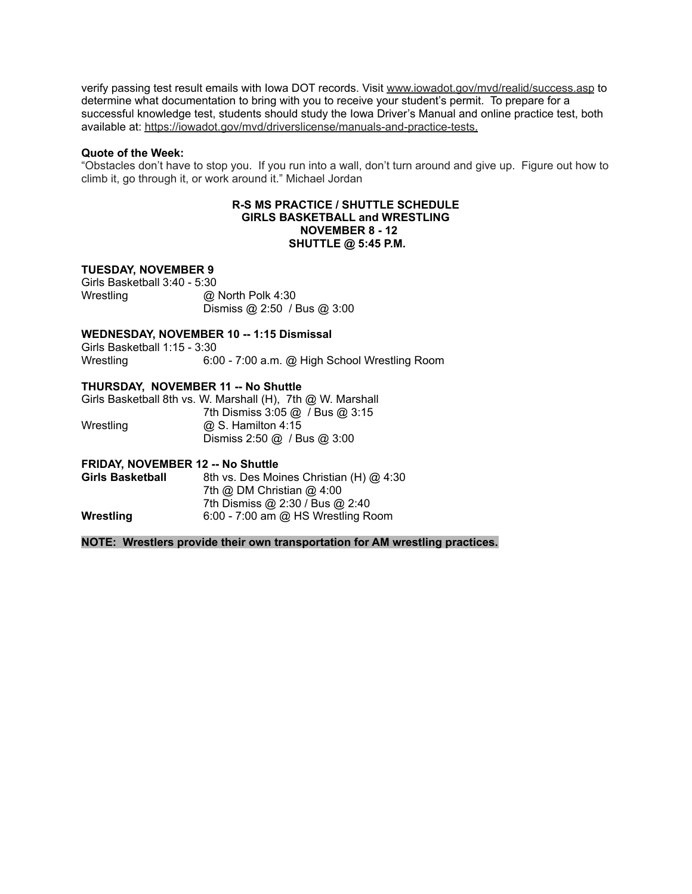verify passing test result emails with Iowa DOT records. Visit www.iowadot.gov/mvd/realid/success.asp to determine what documentation to bring with you to receive your student's permit. To prepare for a successful knowledge test, students should study the Iowa Driver's Manual and online practice test, both available at: https://iowadot.gov/mvd/driverslicense/manuals-and-practice-tests.

**Quote of the Week:**

"Obstacles don't have to stop you. If you run into a wall, don't turn around and give up. Figure out how to climb it, go through it, or work around it." Michael Jordan

**R-S MS PRACTICE / SHUTTLE SCHEDULE**
**GIRLS BASKETBALL and WRESTLING**
**NOVEMBER 8 - 12**
**SHUTTLE @ 5:45 P.M.**

**TUESDAY, NOVEMBER 9**

Girls Basketball 3:40 - 5:30

Wrestling @ North Polk 4:30
Dismiss @ 2:50 / Bus @ 3:00

**WEDNESDAY, NOVEMBER 10 -- 1:15 Dismissal**

Girls Basketball 1:15 - 3:30

Wrestling 6:00 - 7:00 a.m. @ High School Wrestling Room

**THURSDAY, NOVEMBER 11 -- No Shuttle**

Girls Basketball 8th vs. W. Marshall (H), 7th @ W. Marshall
7th Dismiss 3:05 @ / Bus @ 3:15

Wrestling @ S. Hamilton 4:15
Dismiss 2:50 @ / Bus @ 3:00

**FRIDAY, NOVEMBER 12 -- No Shuttle**

**Girls Basketball** 8th vs. Des Moines Christian (H) @ 4:30
7th @ DM Christian @ 4:00
7th Dismiss @ 2:30 / Bus @ 2:40

**Wrestling** 6:00 - 7:00 am @ HS Wrestling Room

**NOTE: Wrestlers provide their own transportation for AM wrestling practices.**